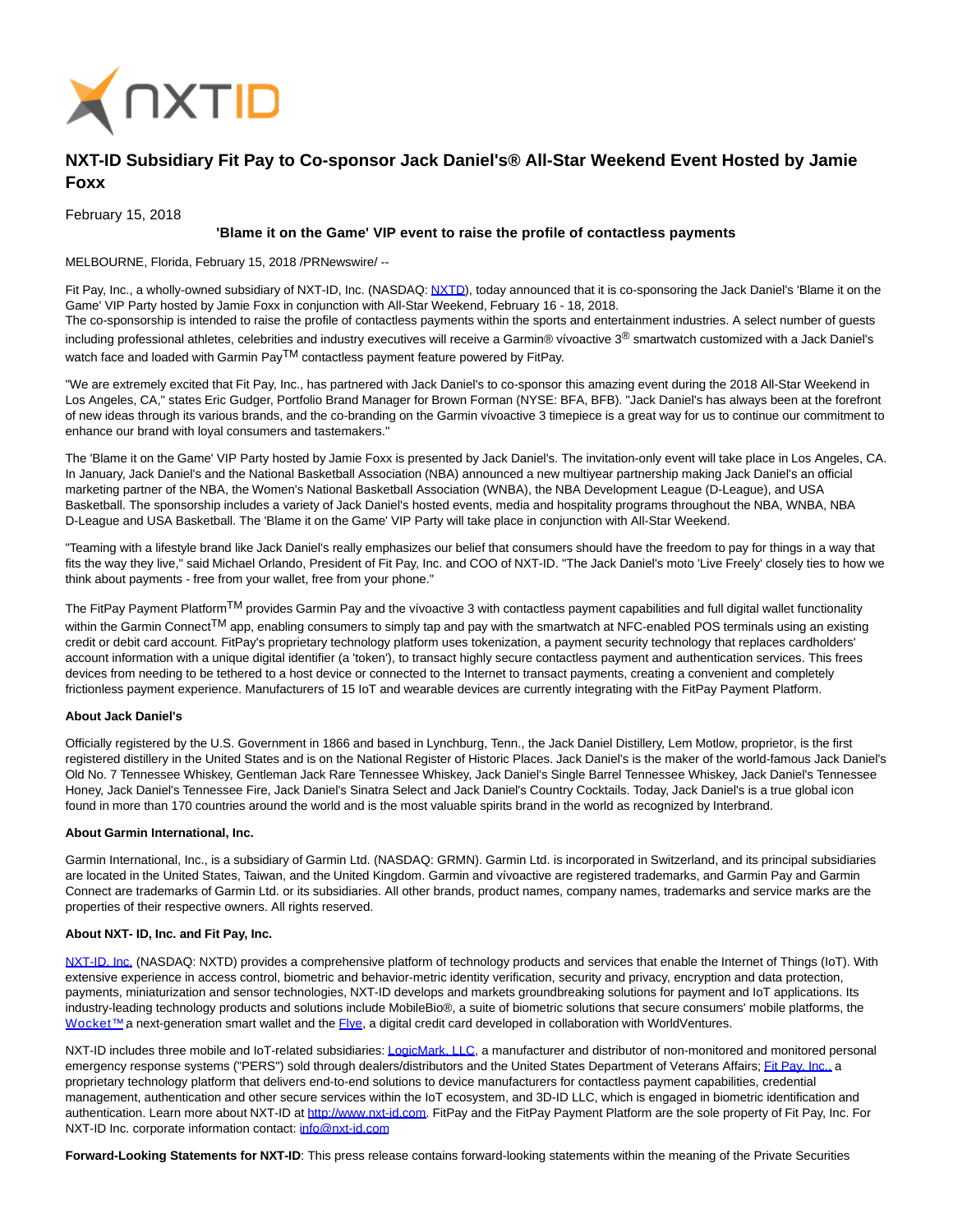# NXT-ID Subsidiary Fit Pay to Co-sponsor Jack Daniel's® All-Star Weekend Event Hosted by Jamie Foxx

February 15, 2018

**'Blame it on the Game' VIP event to raise the profile of contactless payments**

MELBOURNE, Florida, February 15, 2018 /PRNewswire/ --

Fit Pay, Inc., a wholly-owned subsidiary of NXT-ID, Inc. (NASDAQ: NXTD), today announced that it is co-sponsoring the Jack Daniel's 'Blame it on the Game' VIP Party hosted by Jamie Foxx in conjunction with All-Star Weekend, February 16 - 18, 2018.
The co-sponsorship is intended to raise the profile of contactless payments within the sports and entertainment industries. A select number of guests including professional athletes, celebrities and industry executives will receive a Garmin® vívoactive 3® smartwatch customized with a Jack Daniel's watch face and loaded with Garmin Pay™ contactless payment feature powered by FitPay.

"We are extremely excited that Fit Pay, Inc., has partnered with Jack Daniel's to co-sponsor this amazing event during the 2018 All-Star Weekend in Los Angeles, CA," states Eric Gudger, Portfolio Brand Manager for Brown Forman (NYSE: BFA, BFB). "Jack Daniel's has always been at the forefront of new ideas through its various brands, and the co-branding on the Garmin vívoactive 3 timepiece is a great way for us to continue our commitment to enhance our brand with loyal consumers and tastemakers."

The 'Blame it on the Game' VIP Party hosted by Jamie Foxx is presented by Jack Daniel's. The invitation-only event will take place in Los Angeles, CA. In January, Jack Daniel's and the National Basketball Association (NBA) announced a new multiyear partnership making Jack Daniel's an official marketing partner of the NBA, the Women's National Basketball Association (WNBA), the NBA Development League (D-League), and USA Basketball. The sponsorship includes a variety of Jack Daniel's hosted events, media and hospitality programs throughout the NBA, WNBA, NBA D-League and USA Basketball. The 'Blame it on the Game' VIP Party will take place in conjunction with All-Star Weekend.

"Teaming with a lifestyle brand like Jack Daniel's really emphasizes our belief that consumers should have the freedom to pay for things in a way that fits the way they live," said Michael Orlando, President of Fit Pay, Inc. and COO of NXT-ID. "The Jack Daniel's moto 'Live Freely' closely ties to how we think about payments - free from your wallet, free from your phone."

The FitPay Payment Platform™ provides Garmin Pay and the vívoactive 3 with contactless payment capabilities and full digital wallet functionality within the Garmin Connect™ app, enabling consumers to simply tap and pay with the smartwatch at NFC-enabled POS terminals using an existing credit or debit card account. FitPay's proprietary technology platform uses tokenization, a payment security technology that replaces cardholders' account information with a unique digital identifier (a 'token'), to transact highly secure contactless payment and authentication services. This frees devices from needing to be tethered to a host device or connected to the Internet to transact payments, creating a convenient and completely frictionless payment experience. Manufacturers of 15 IoT and wearable devices are currently integrating with the FitPay Payment Platform.

**About Jack Daniel's**

Officially registered by the U.S. Government in 1866 and based in Lynchburg, Tenn., the Jack Daniel Distillery, Lem Motlow, proprietor, is the first registered distillery in the United States and is on the National Register of Historic Places. Jack Daniel's is the maker of the world-famous Jack Daniel's Old No. 7 Tennessee Whiskey, Gentleman Jack Rare Tennessee Whiskey, Jack Daniel's Single Barrel Tennessee Whiskey, Jack Daniel's Tennessee Honey, Jack Daniel's Tennessee Fire, Jack Daniel's Sinatra Select and Jack Daniel's Country Cocktails. Today, Jack Daniel's is a true global icon found in more than 170 countries around the world and is the most valuable spirits brand in the world as recognized by Interbrand.

**About Garmin International, Inc.**

Garmin International, Inc., is a subsidiary of Garmin Ltd. (NASDAQ: GRMN). Garmin Ltd. is incorporated in Switzerland, and its principal subsidiaries are located in the United States, Taiwan, and the United Kingdom. Garmin and vívoactive are registered trademarks, and Garmin Pay and Garmin Connect are trademarks of Garmin Ltd. or its subsidiaries. All other brands, product names, company names, trademarks and service marks are the properties of their respective owners. All rights reserved.

**About NXT- ID, Inc. and Fit Pay, Inc.**

NXT-ID, Inc. (NASDAQ: NXTD) provides a comprehensive platform of technology products and services that enable the Internet of Things (IoT). With extensive experience in access control, biometric and behavior-metric identity verification, security and privacy, encryption and data protection, payments, miniaturization and sensor technologies, NXT-ID develops and markets groundbreaking solutions for payment and IoT applications. Its industry-leading technology products and solutions include MobileBio®, a suite of biometric solutions that secure consumers' mobile platforms, the Wocket™ a next-generation smart wallet and the Flye, a digital credit card developed in collaboration with WorldVentures.

NXT-ID includes three mobile and IoT-related subsidiaries: LogicMark, LLC, a manufacturer and distributor of non-monitored and monitored personal emergency response systems ("PERS") sold through dealers/distributors and the United States Department of Veterans Affairs; Fit Pay, Inc., a proprietary technology platform that delivers end-to-end solutions to device manufacturers for contactless payment capabilities, credential management, authentication and other secure services within the IoT ecosystem, and 3D-ID LLC, which is engaged in biometric identification and authentication. Learn more about NXT-ID at http://www.nxt-id.com. FitPay and the FitPay Payment Platform are the sole property of Fit Pay, Inc. For NXT-ID Inc. corporate information contact: info@nxt-id.com

**Forward-Looking Statements for NXT-ID**: This press release contains forward-looking statements within the meaning of the Private Securities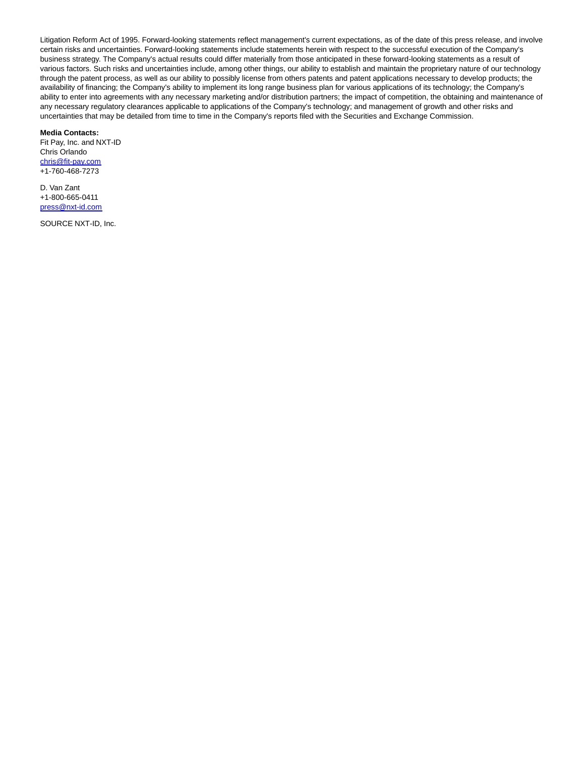Litigation Reform Act of 1995. Forward-looking statements reflect management's current expectations, as of the date of this press release, and involve certain risks and uncertainties. Forward-looking statements include statements herein with respect to the successful execution of the Company's business strategy. The Company's actual results could differ materially from those anticipated in these forward-looking statements as a result of various factors. Such risks and uncertainties include, among other things, our ability to establish and maintain the proprietary nature of our technology through the patent process, as well as our ability to possibly license from others patents and patent applications necessary to develop products; the availability of financing; the Company's ability to implement its long range business plan for various applications of its technology; the Company's ability to enter into agreements with any necessary marketing and/or distribution partners; the impact of competition, the obtaining and maintenance of any necessary regulatory clearances applicable to applications of the Company's technology; and management of growth and other risks and uncertainties that may be detailed from time to time in the Company's reports filed with the Securities and Exchange Commission.

**Media Contacts:**
Fit Pay, Inc. and NXT-ID
Chris Orlando
chris@fit-pay.com
+1-760-468-7273

D. Van Zant
+1-800-665-0411
press@nxt-id.com

SOURCE NXT-ID, Inc.